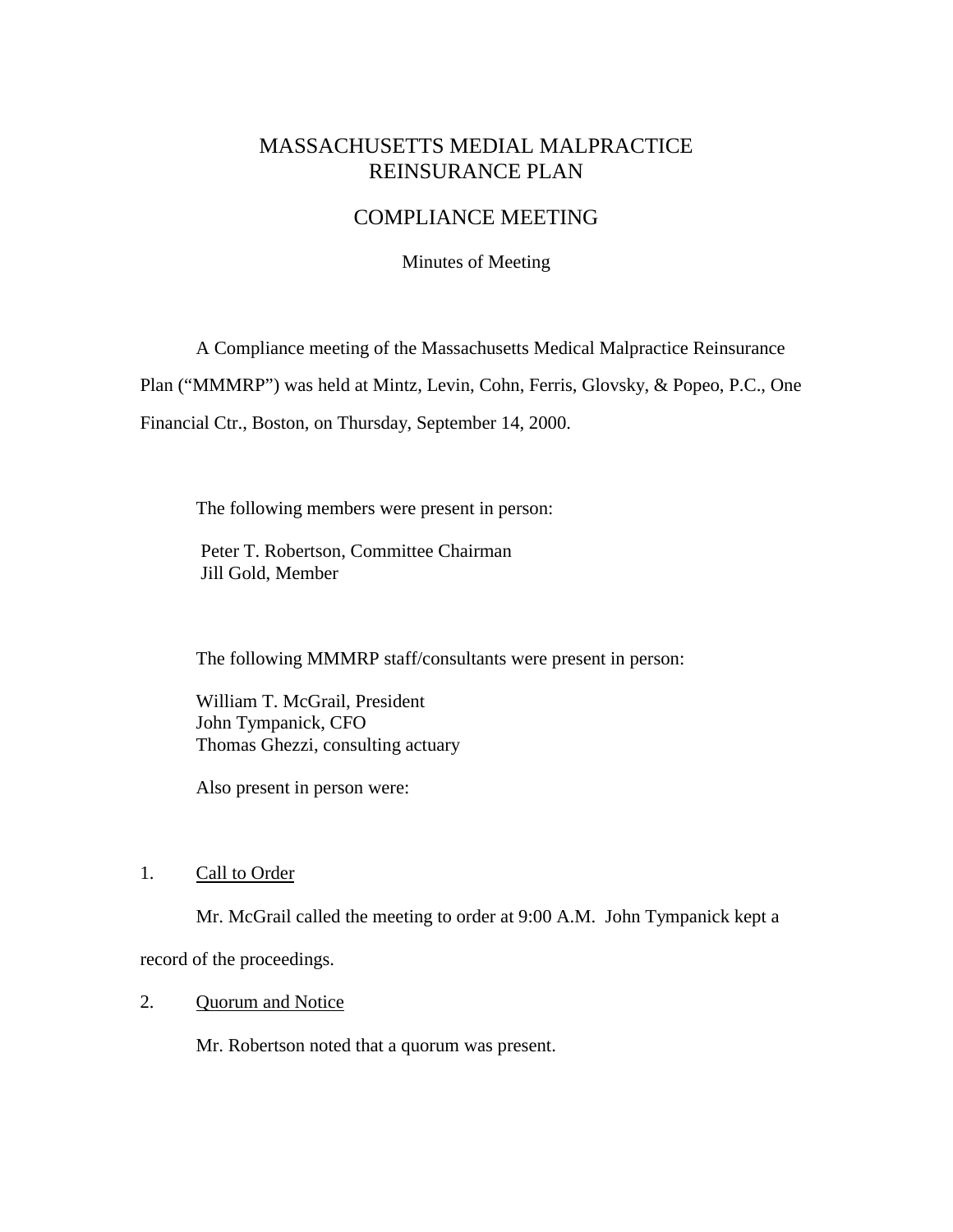# MASSACHUSETTS MEDIAL MALPRACTICE REINSURANCE PLAN

## COMPLIANCE MEETING

Minutes of Meeting

A Compliance meeting of the Massachusetts Medical Malpractice Reinsurance Plan ("MMMRP") was held at Mintz, Levin, Cohn, Ferris, Glovsky, & Popeo, P.C., One Financial Ctr., Boston, on Thursday, September 14, 2000.

The following members were present in person:

Peter T. Robertson, Committee Chairman
Jill Gold, Member

The following MMMRP staff/consultants were present in person:

William T. McGrail, President
John Tympanick, CFO
Thomas Ghezzi, consulting actuary

Also present in person were:

1. Call to Order

Mr. McGrail called the meeting to order at 9:00 A.M. John Tympanick kept a record of the proceedings.

2. Quorum and Notice

Mr. Robertson noted that a quorum was present.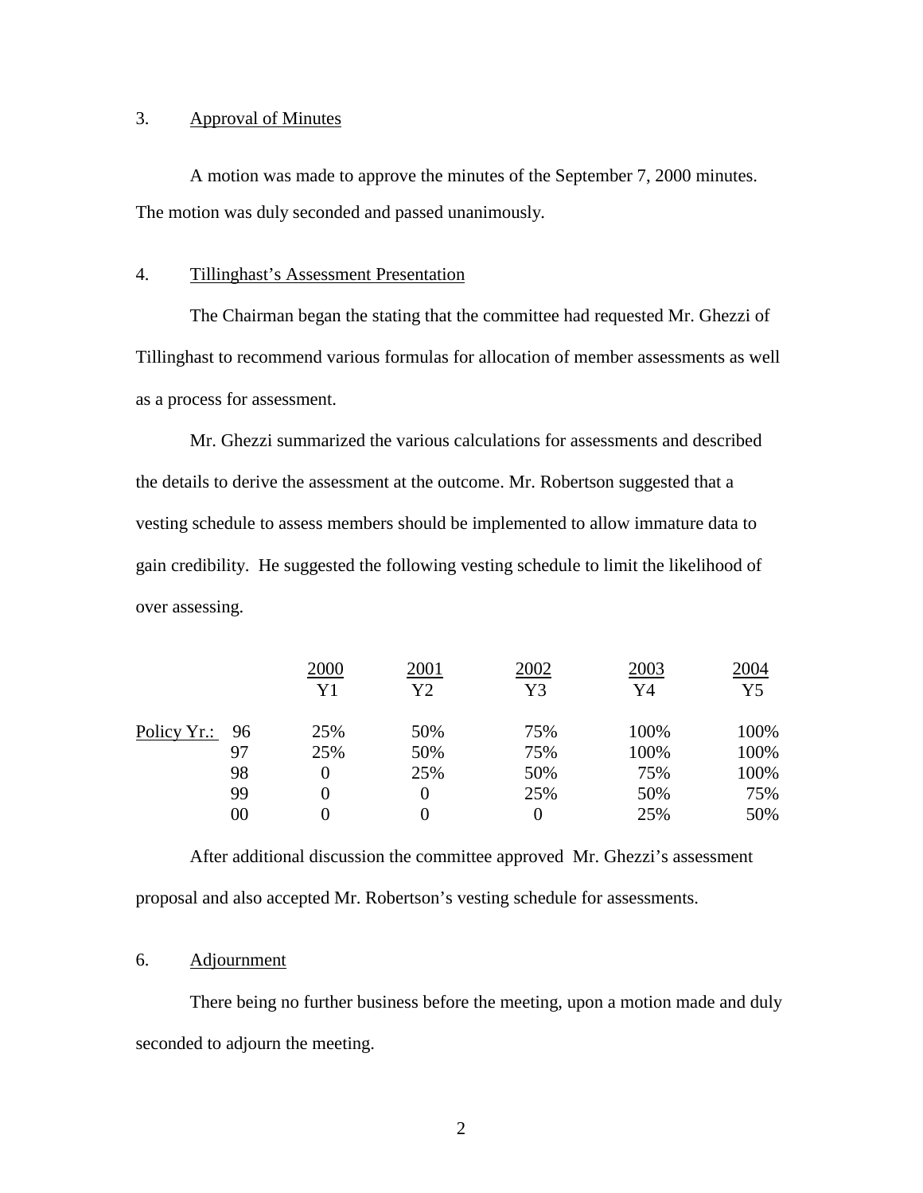3. Approval of Minutes

A motion was made to approve the minutes of the September 7, 2000 minutes. The motion was duly seconded and passed unanimously.

4. Tillinghast's Assessment Presentation

The Chairman began the stating that the committee had requested Mr. Ghezzi of Tillinghast to recommend various formulas for allocation of member assessments as well as a process for assessment.

Mr. Ghezzi summarized the various calculations for assessments and described the details to derive the assessment at the outcome. Mr. Robertson suggested that a vesting schedule to assess members should be implemented to allow immature data to gain credibility. He suggested the following vesting schedule to limit the likelihood of over assessing.

| | | 2000<br>Y1 | 2001<br>Y2 | 2002<br>Y3 | 2003<br>Y4 | 2004<br>Y5 |
|---|---|---|---|---|---|---|
| Policy Yr.: | 96 | 25% | 50% | 75% | 100% | 100% |
| | 97 | 25% | 50% | 75% | 100% | 100% |
| | 98 | 0 | 25% | 50% | 75% | 100% |
| | 99 | 0 | 0 | 25% | 50% | 75% |
| | 00 | 0 | 0 | 0 | 25% | 50% |

After additional discussion the committee approved Mr. Ghezzi's assessment proposal and also accepted Mr. Robertson's vesting schedule for assessments.

6. Adjournment

There being no further business before the meeting, upon a motion made and duly seconded to adjourn the meeting.